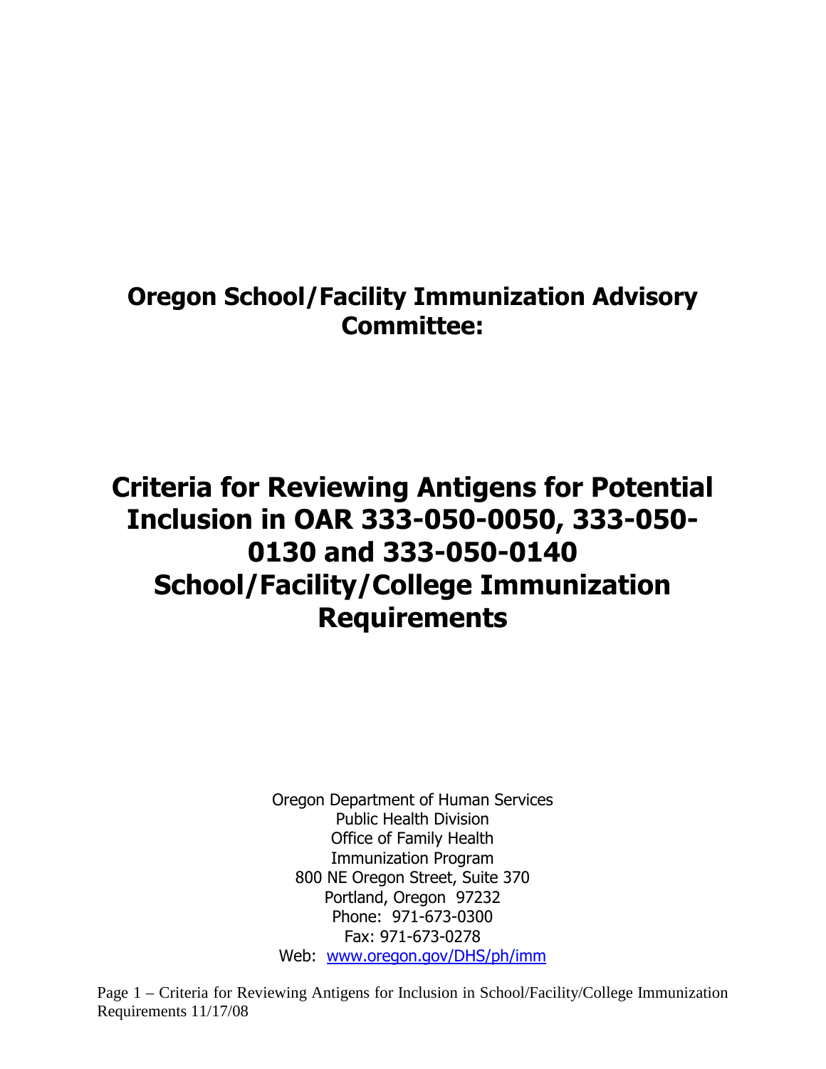# Oregon School/Facility Immunization Advisory Committee:

# Criteria for Reviewing Antigens for Potential Inclusion in OAR 333-050-0050, 333-050-0130 and 333-050-0140 School/Facility/College Immunization Requirements

Oregon Department of Human Services
Public Health Division
Office of Family Health
Immunization Program
800 NE Oregon Street, Suite 370
Portland, Oregon 97232
Phone: 971-673-0300
Fax: 971-673-0278
Web: www.oregon.gov/DHS/ph/imm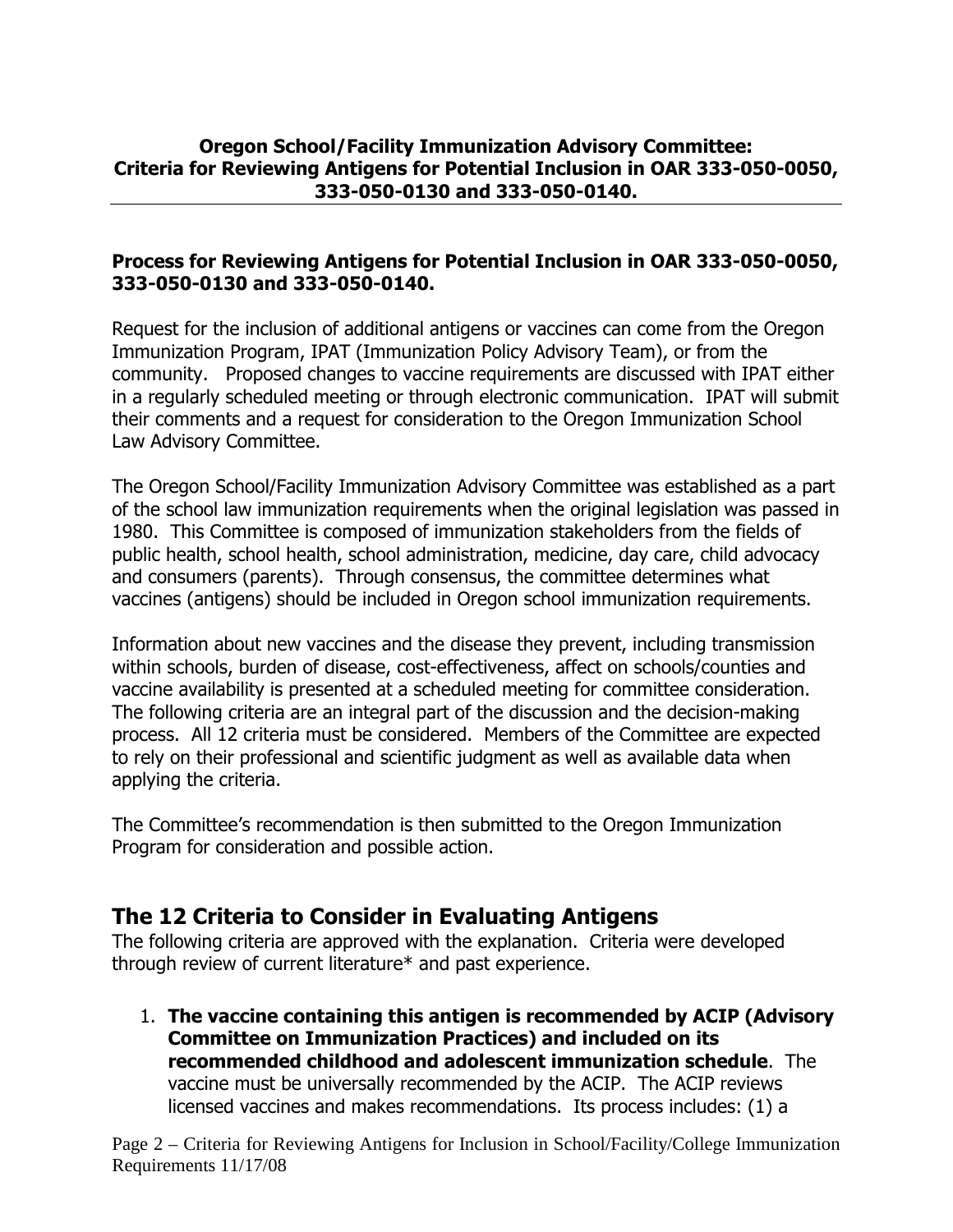**Oregon School/Facility Immunization Advisory Committee: Criteria for Reviewing Antigens for Potential Inclusion in OAR 333-050-0050, 333-050-0130 and 333-050-0140.**

**Process for Reviewing Antigens for Potential Inclusion in OAR 333-050-0050, 333-050-0130 and 333-050-0140.**

Request for the inclusion of additional antigens or vaccines can come from the Oregon Immunization Program, IPAT (Immunization Policy Advisory Team), or from the community. Proposed changes to vaccine requirements are discussed with IPAT either in a regularly scheduled meeting or through electronic communication. IPAT will submit their comments and a request for consideration to the Oregon Immunization School Law Advisory Committee.

The Oregon School/Facility Immunization Advisory Committee was established as a part of the school law immunization requirements when the original legislation was passed in 1980. This Committee is composed of immunization stakeholders from the fields of public health, school health, school administration, medicine, day care, child advocacy and consumers (parents). Through consensus, the committee determines what vaccines (antigens) should be included in Oregon school immunization requirements.

Information about new vaccines and the disease they prevent, including transmission within schools, burden of disease, cost-effectiveness, affect on schools/counties and vaccine availability is presented at a scheduled meeting for committee consideration. The following criteria are an integral part of the discussion and the decision-making process. All 12 criteria must be considered. Members of the Committee are expected to rely on their professional and scientific judgment as well as available data when applying the criteria.

The Committee's recommendation is then submitted to the Oregon Immunization Program for consideration and possible action.

## The 12 Criteria to Consider in Evaluating Antigens

The following criteria are approved with the explanation. Criteria were developed through review of current literature* and past experience.

1. **The vaccine containing this antigen is recommended by ACIP (Advisory Committee on Immunization Practices) and included on its recommended childhood and adolescent immunization schedule**. The vaccine must be universally recommended by the ACIP. The ACIP reviews licensed vaccines and makes recommendations. Its process includes: (1) a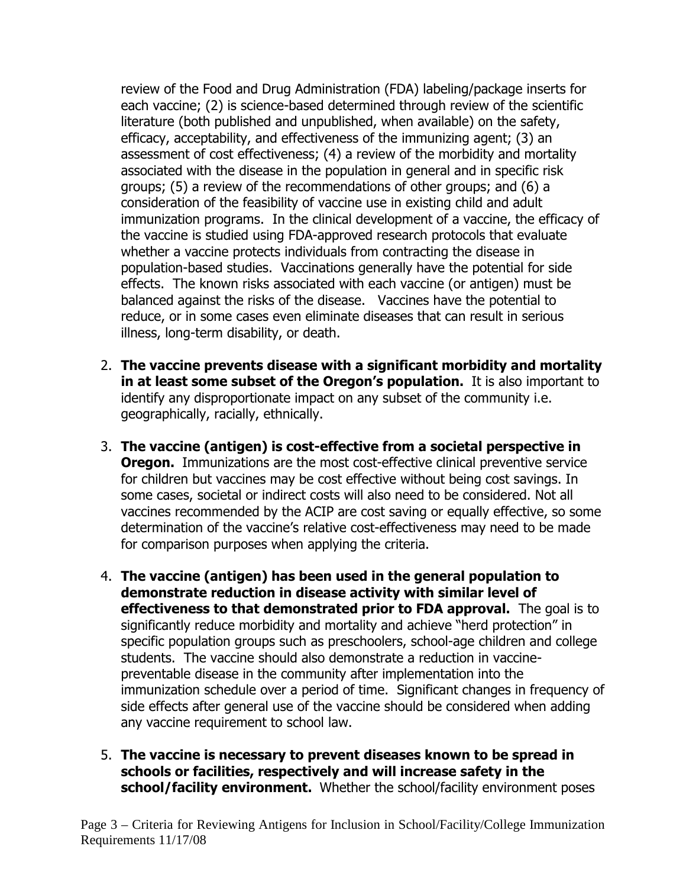review of the Food and Drug Administration (FDA) labeling/package inserts for each vaccine; (2) is science-based determined through review of the scientific literature (both published and unpublished, when available) on the safety, efficacy, acceptability, and effectiveness of the immunizing agent; (3) an assessment of cost effectiveness; (4) a review of the morbidity and mortality associated with the disease in the population in general and in specific risk groups; (5) a review of the recommendations of other groups; and (6) a consideration of the feasibility of vaccine use in existing child and adult immunization programs. In the clinical development of a vaccine, the efficacy of the vaccine is studied using FDA-approved research protocols that evaluate whether a vaccine protects individuals from contracting the disease in population-based studies. Vaccinations generally have the potential for side effects. The known risks associated with each vaccine (or antigen) must be balanced against the risks of the disease. Vaccines have the potential to reduce, or in some cases even eliminate diseases that can result in serious illness, long-term disability, or death.

2. **The vaccine prevents disease with a significant morbidity and mortality in at least some subset of the Oregon's population.** It is also important to identify any disproportionate impact on any subset of the community i.e. geographically, racially, ethnically.

3. **The vaccine (antigen) is cost-effective from a societal perspective in Oregon.** Immunizations are the most cost-effective clinical preventive service for children but vaccines may be cost effective without being cost savings. In some cases, societal or indirect costs will also need to be considered. Not all vaccines recommended by the ACIP are cost saving or equally effective, so some determination of the vaccine's relative cost-effectiveness may need to be made for comparison purposes when applying the criteria.

4. **The vaccine (antigen) has been used in the general population to demonstrate reduction in disease activity with similar level of effectiveness to that demonstrated prior to FDA approval.** The goal is to significantly reduce morbidity and mortality and achieve "herd protection" in specific population groups such as preschoolers, school-age children and college students. The vaccine should also demonstrate a reduction in vaccine-preventable disease in the community after implementation into the immunization schedule over a period of time. Significant changes in frequency of side effects after general use of the vaccine should be considered when adding any vaccine requirement to school law.

5. **The vaccine is necessary to prevent diseases known to be spread in schools or facilities, respectively and will increase safety in the school/facility environment.** Whether the school/facility environment poses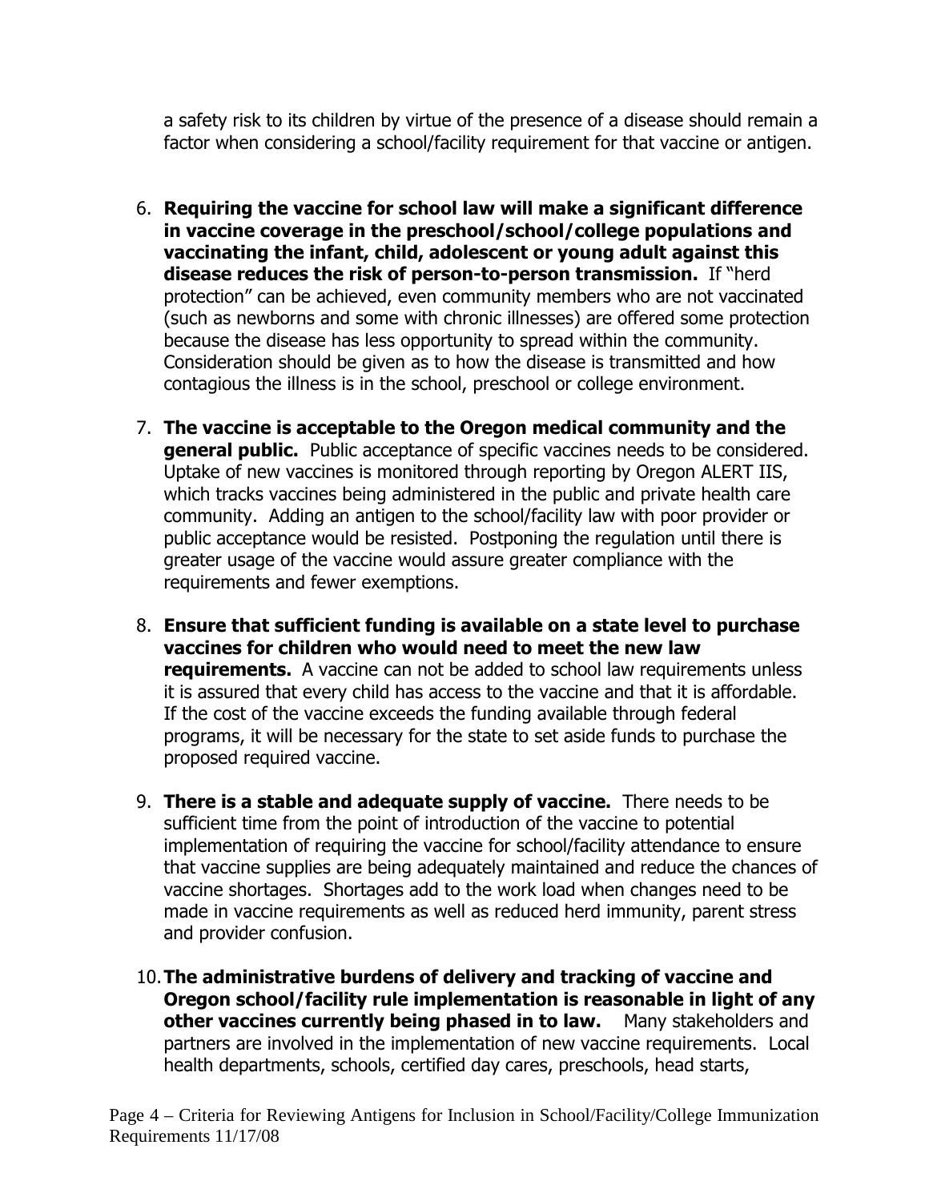a safety risk to its children by virtue of the presence of a disease should remain a factor when considering a school/facility requirement for that vaccine or antigen.

6. **Requiring the vaccine for school law will make a significant difference in vaccine coverage in the preschool/school/college populations and vaccinating the infant, child, adolescent or young adult against this disease reduces the risk of person-to-person transmission.** If "herd protection" can be achieved, even community members who are not vaccinated (such as newborns and some with chronic illnesses) are offered some protection because the disease has less opportunity to spread within the community. Consideration should be given as to how the disease is transmitted and how contagious the illness is in the school, preschool or college environment.

7. **The vaccine is acceptable to the Oregon medical community and the general public.** Public acceptance of specific vaccines needs to be considered. Uptake of new vaccines is monitored through reporting by Oregon ALERT IIS, which tracks vaccines being administered in the public and private health care community. Adding an antigen to the school/facility law with poor provider or public acceptance would be resisted. Postponing the regulation until there is greater usage of the vaccine would assure greater compliance with the requirements and fewer exemptions.

8. **Ensure that sufficient funding is available on a state level to purchase vaccines for children who would need to meet the new law requirements.** A vaccine can not be added to school law requirements unless it is assured that every child has access to the vaccine and that it is affordable. If the cost of the vaccine exceeds the funding available through federal programs, it will be necessary for the state to set aside funds to purchase the proposed required vaccine.

9. **There is a stable and adequate supply of vaccine.** There needs to be sufficient time from the point of introduction of the vaccine to potential implementation of requiring the vaccine for school/facility attendance to ensure that vaccine supplies are being adequately maintained and reduce the chances of vaccine shortages. Shortages add to the work load when changes need to be made in vaccine requirements as well as reduced herd immunity, parent stress and provider confusion.

10. **The administrative burdens of delivery and tracking of vaccine and Oregon school/facility rule implementation is reasonable in light of any other vaccines currently being phased in to law.** Many stakeholders and partners are involved in the implementation of new vaccine requirements. Local health departments, schools, certified day cares, preschools, head starts,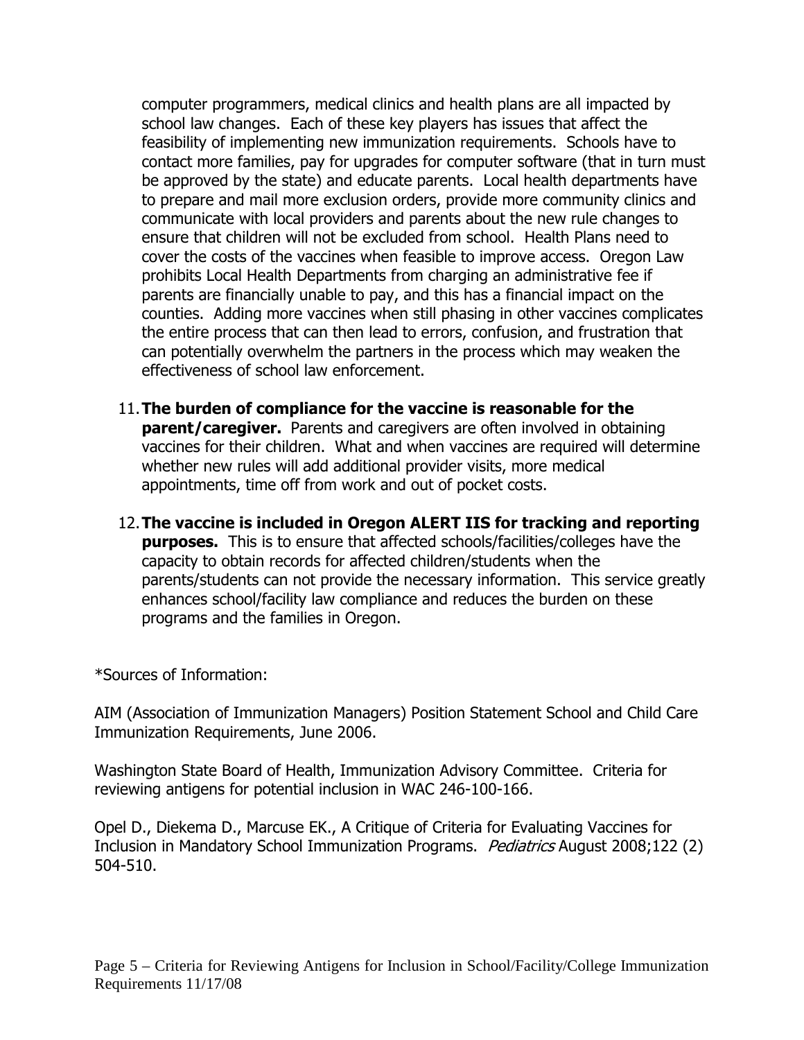computer programmers, medical clinics and health plans are all impacted by school law changes. Each of these key players has issues that affect the feasibility of implementing new immunization requirements. Schools have to contact more families, pay for upgrades for computer software (that in turn must be approved by the state) and educate parents. Local health departments have to prepare and mail more exclusion orders, provide more community clinics and communicate with local providers and parents about the new rule changes to ensure that children will not be excluded from school. Health Plans need to cover the costs of the vaccines when feasible to improve access. Oregon Law prohibits Local Health Departments from charging an administrative fee if parents are financially unable to pay, and this has a financial impact on the counties. Adding more vaccines when still phasing in other vaccines complicates the entire process that can then lead to errors, confusion, and frustration that can potentially overwhelm the partners in the process which may weaken the effectiveness of school law enforcement.

11. **The burden of compliance for the vaccine is reasonable for the parent/caregiver.** Parents and caregivers are often involved in obtaining vaccines for their children. What and when vaccines are required will determine whether new rules will add additional provider visits, more medical appointments, time off from work and out of pocket costs.

12. **The vaccine is included in Oregon ALERT IIS for tracking and reporting purposes.** This is to ensure that affected schools/facilities/colleges have the capacity to obtain records for affected children/students when the parents/students can not provide the necessary information. This service greatly enhances school/facility law compliance and reduces the burden on these programs and the families in Oregon.

*Sources of Information:

AIM (Association of Immunization Managers) Position Statement School and Child Care Immunization Requirements, June 2006.

Washington State Board of Health, Immunization Advisory Committee. Criteria for reviewing antigens for potential inclusion in WAC 246-100-166.

Opel D., Diekema D., Marcuse EK., A Critique of Criteria for Evaluating Vaccines for Inclusion in Mandatory School Immunization Programs. *Pediatrics* August 2008;122 (2) 504-510.